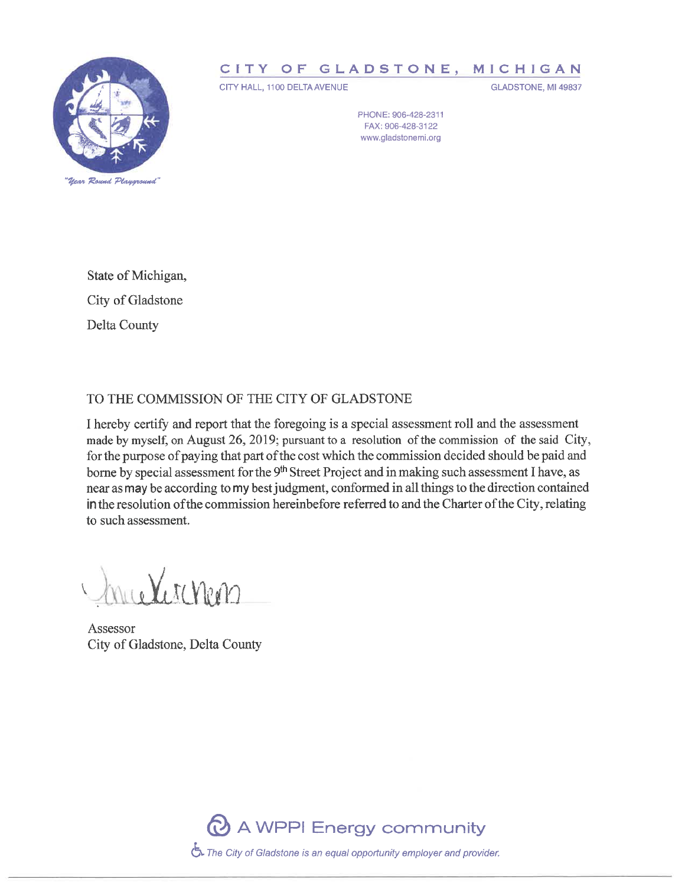# CITY OF GLADSTONE, MICHIGAN

CITY HALL, 1100 DELTA AVENUE

GLADSTONE, MI 49837

PHONE: 906-428-2311
FAX: 906-428-3122
www.gladstonemi.org

*"Year Round Playground"*

State of Michigan,

City of Gladstone

Delta County

TO THE COMMISSION OF THE CITY OF GLADSTONE

I hereby certify and report that the foregoing is a special assessment roll and the assessment made by myself, on August 26, 2019; pursuant to a resolution of the commission of the said City, for the purpose of paying that part of the cost which the commission decided should be paid and borne by special assessment for the 9th Street Project and in making such assessment I have, as near as may be according to my best judgment, conformed in all things to the direction contained in the resolution of the commission hereinbefore referred to and the Charter of the City, relating to such assessment.

Assessor
City of Gladstone, Delta County

A WPPI Energy community

*The City of Gladstone is an equal opportunity employer and provider.*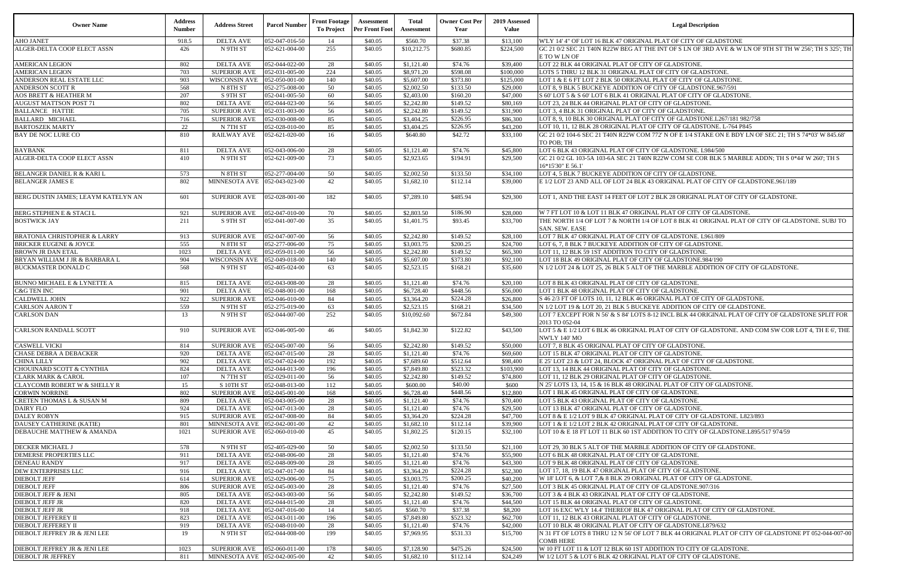| Owner Name | Address Number | Address Street | Parcel Number | Front Footage To Project | Assessment Per Front Foot | Total Assessment | Owner Cost Per Year | 2019 Assessed Value | Legal Description |
|---|---|---|---|---|---|---|---|---|---|
| AHO JANET | 918.5 | DELTA AVE | 052-047-016-50 | 14 | $40.05 | $560.70 | $37.38 | $13,100 | W'LY 14' 4" OF LOT 16 BLK 47 ORIGINAL PLAT OF CITY OF GLADSTONE |
| ALGER-DELTA COOP ELECT ASSN | 426 | N 9TH ST | 052-621-004-00 | 255 | $40.05 | $10,212.75 | $680.85 | $224,500 | GC 21 0/2 SEC 21 T40N R22W BEG AT THE INT OF S LN OF 3RD AVE & W LN OF 9TH ST TH W 256'; TH S 325'; TH E TO W LN OF |
| AMERICAN LEGION | 802 | DELTA AVE | 052-044-022-00 | 28 | $40.05 | $1,121.40 | $74.76 | $39,400 | LOT 22 BLK 44 ORIGINAL PLAT OF CITY OF GLADSTONE. |
| AMERICAN LEGION | 703 | SUPERIOR AVE | 052-031-005-00 | 224 | $40.05 | $8,971.20 | $598.08 | $100,000 | LOTS 5 THRU 12 BLK 31 ORIGINAL PLAT OF CITY OF GLADSTONE. |
| ANDERSON REAL ESTATE LLC | 903 | WISCONSIN AVE | 052-050-001-00 | 140 | $40.05 | $5,607.00 | $373.80 | $125,000 | LOT 1 & E 6 FT LOT 2 BLK 50 ORIGINAL PLAT OF CITY OF GLADSTONE. |
| ANDERSON SCOTT R | 568 | N 8TH ST | 052-275-008-00 | 50 | $40.05 | $2,002.50 | $133.50 | $29,000 | LOT 8, 9 BLK 5 BUCKEYE ADDITION OF CITY OF GLADSTONE.967/591 |
| AOS BRETT & HEATHER M | 207 | S 9TH ST | 052-041-005-50 | 60 | $40.05 | $2,403.00 | $160.20 | $47,000 | S 60' LOT 5 & S 60' LOT 6 BLK 41 ORIGINAL PLAT OF CITY OF GLADSTONE. |
| AUGUST MATTSON POST 71 | 802 | DELTA AVE | 052-044-023-00 | 56 | $40.05 | $2,242.80 | $149.52 | $80,169 | LOT 23, 24 BLK 44 ORIGINAL PLAT OF CITY OF GLADSTONE. |
| BALLANCE HATTIE | 705 | SUPERIOR AVE | 052-031-003-00 | 56 | $40.05 | $2,242.80 | $149.52 | $31,900 | LOT 3, 4 BLK 31 ORIGINAL PLAT OF CITY OF GLADSTONE. |
| BALLARD MICHAEL | 716 | SUPERIOR AVE | 052-030-008-00 | 85 | $40.05 | $3,404.25 | $226.95 | $86,300 | LOT 8, 9, 10 BLK 30 ORIGINAL PLAT OF CITY OF GLADSTONE.L267/181 982/758 |
| BARTOSZEK MARTY | 22 | N 7TH ST | 052-028-010-00 | 85 | $40.05 | $3,404.25 | $226.95 | $43,200 | LOT 10, 11, 12 BLK 28 ORIGINAL PLAT OF CITY OF GLADSTONE. L-764 P845 |
| BAY DE NOC LURE CO | 810 | RAILWAY AVE | 052-621-020-00 | 16 | $40.05 | $640.80 | $42.72 | $33,100 | GC 21 0/2 104-6 SEC 21 T40N R22W COM 772' N OF E 1/4 STAKE ON E BDY LN OF SEC 21; TH S 74*03' W 845.68' TO POB; TH |
| BAYBANK | 811 | DELTA AVE | 052-043-006-00 | 28 | $40.05 | $1,121.40 | $74.76 | $45,800 | LOT 6 BLK 43 ORIGINAL PLAT OF CITY OF GLADSTONE. L984/500 |
| ALGER-DELTA COOP ELECT ASSN | 410 | N 9TH ST | 052-621-009-00 | 73 | $40.05 | $2,923.65 | $194.91 | $29,500 | GC 21 0/2 GL 103-5A 103-6A SEC 21 T40N R22W COM SE COR BLK 5 MARBLE ADDN; TH S 0*44' W 260'; TH S 16*15'30" E 56.1' |
| BELANGER DANIEL R & KARI L | 573 | N 8TH ST | 052-277-004-00 | 50 | $40.05 | $2,002.50 | $133.50 | $34,100 | LOT 4, 5 BLK 7 BUCKEYE ADDITION OF CITY OF GLADSTONE. |
| BELANGER JAMES E | 802 | MINNESOTA AVE | 052-043-023-00 | 42 | $40.05 | $1,682.10 | $112.14 | $39,000 | E 1/2 LOT 23 AND ALL OF LOT 24 BLK 43 ORIGINAL PLAT OF CITY OF GLADSTONE.961/189 |
| BERG DUSTIN JAMES; LEAYM KATELYN AN | 601 | SUPERIOR AVE | 052-028-001-00 | 182 | $40.05 | $7,289.10 | $485.94 | $29,300 | LOT 1, AND THE EAST 14 FEET OF LOT 2 BLK 28 ORIGINAL PLAT OF CITY OF GLADSTONE. |
| BERG STEPHEN E & STACI L | 921 | SUPERIOR AVE | 052-047-010-00 | 70 | $40.05 | $2,803.50 | $186.90 | $28,000 | W 7 FT LOT 10 & LOT 11 BLK 47 ORIGINAL PLAT OF CITY OF GLADSTONE. |
| BOSTWICK JAY | 211 | S 9TH ST | 052-041-007-00 | 35 | $40.05 | $1,401.75 | $93.45 | $33,700 | THE NORTH 1/4 OF LOT 7 & NORTH 1/4 OF LOT 8 BLK 41 ORIGINAL PLAT OF CITY OF GLADSTONE. SUBJ TO SAN. SEW. EASE |
| BRATONIA CHRISTOPHER & LARRY | 913 | SUPERIOR AVE | 052-047-007-00 | 56 | $40.05 | $2,242.80 | $149.52 | $28,100 | LOT 7 BLK 47 ORIGINAL PLAT OF CITY OF GLADSTONE. L961/809 |
| BRICKER EUGENE & JOYCE | 555 | N 8TH ST | 052-277-006-00 | 75 | $40.05 | $3,003.75 | $200.25 | $24,700 | LOT 6, 7, 8 BLK 7 BUCKEYE ADDITION OF CITY OF GLADSTONE. |
| BROWN JR DAN ETAL | 1023 | DELTA AVE | 052-059-011-00 | 56 | $40.05 | $2,242.80 | $149.52 | $65,300 | LOT 11, 12 BLK 59 1ST ADDITION TO CITY OF GLADSTONE. |
| BRYAN WILLIAM J JR & BARBARA L | 904 | WISCONSIN AVE | 052-049-018-00 | 140 | $40.05 | $5,607.00 | $373.80 | $92,100 | LOT 18 BLK 49 ORIGINAL PLAT OF CITY OF GLADSTONE.984/190 |
| BUCKMASTER DONALD C | 568 | N 9TH ST | 052-405-024-00 | 63 | $40.05 | $2,523.15 | $168.21 | $35,600 | N 1/2 LOT 24 & LOT 25, 26 BLK 5 ALT OF THE MARBLE ADDITION OF CITY OF GLADSTONE. |
| BUNNO MICHAEL E & LYNETTE A | 815 | DELTA AVE | 052-043-008-00 | 28 | $40.05 | $1,121.40 | $74.76 | $20,100 | LOT 8 BLK 43 ORIGINAL PLAT OF CITY OF GLADSTONE. |
| C&G TEN INC | 901 | DELTA AVE | 052-048-001-00 | 168 | $40.05 | $6,728.40 | $448.56 | $56,000 | LOT 1 BLK 48 ORIGINAL PLAT OF CITY OF GLADSTONE. |
| CALDWELL JOHN | 922 | SUPERIOR AVE | 052-046-010-00 | 84 | $40.05 | $3,364.20 | $224.28 | $26,800 | S 46 2/3 FT OF LOTS 10, 11, 12 BLK 46 ORIGINAL PLAT OF CITY OF GLADSTONE. |
| CARLSON AARON T | 559 | N 9TH ST | 052-275-019-00 | 63 | $40.05 | $2,523.15 | $168.21 | $34,500 | N 1/2 LOT 19 & LOT 20, 21 BLK 5 BUCKEYE ADDITION OF CITY OF GLADSTONE. |
| CARLSON DAN | 13 | N 9TH ST | 052-044-007-00 | 252 | $40.05 | $10,092.60 | $672.84 | $49,300 | LOT 7 EXCEPT FOR N 56' & S 84' LOTS 8-12 INCL BLK 44 ORIGINAL PLAT OF CITY OF GLADSTONE SPLIT FOR 2013 TO 052-04 |
| CARLSON RANDALL SCOTT | 910 | SUPERIOR AVE | 052-046-005-00 | 46 | $40.05 | $1,842.30 | $122.82 | $43,500 | LOT 5 & E 1/2 LOT 6 BLK 46 ORIGINAL PLAT OF CITY OF GLADSTONE. AND COM SW COR LOT 4, TH E 6', THE NW'LY 140' MO |
| CASWELL VICKI | 814 | SUPERIOR AVE | 052-045-007-00 | 56 | $40.05 | $2,242.80 | $149.52 | $50,000 | LOT 7, 8 BLK 45 ORIGINAL PLAT OF CITY OF GLADSTONE. |
| CHASE DEBRA A DEBACKER | 920 | DELTA AVE | 052-047-015-00 | 28 | $40.05 | $1,121.40 | $74.76 | $69,600 | LOT 15 BLK 47 ORIGINAL PLAT OF CITY OF GLADSTONE. |
| CHINA LILLY | 902 | DELTA AVE | 052-047-024-00 | 192 | $40.05 | $7,689.60 | $512.64 | $98,400 | E 25' LOT 23 & LOT 24, BLOCK 47 ORIGINAL PLAT OF CITY OF GLADSTONE. |
| CHOUINARD SCOTT & CYNTHIA | 824 | DELTA AVE | 052-044-013-00 | 196 | $40.05 | $7,849.80 | $523.32 | $103,900 | LOT 13, 14 BLK 44 ORIGINAL PLAT OF CITY OF GLADSTONE. |
| CLARK MARK & CAROL | 107 | N 7TH ST | 052-029-011-00 | 56 | $40.05 | $2,242.80 | $149.52 | $74,800 | LOT 11, 12 BLK 29 ORIGINAL PLAT OF CITY OF GLADSTONE. |
| CLAYCOMB ROBERT W & SHELLY R | 15 | S 10TH ST | 052-048-013-00 | 112 | $40.05 | $600.00 | $40.00 | $600 | N 25' LOTS 13, 14, 15 & 16 BLK 48 ORIGINAL PLAT OF CITY OF GLADSTONE. |
| CORWIN NORRINE | 802 | SUPERIOR AVE | 052-045-001-00 | 168 | $40.05 | $6,728.40 | $448.56 | $12,800 | LOT 1 BLK 45 ORIGINAL PLAT OF CITY OF GLADSTONE. |
| CRETENS THOMAS L & SUSAN M | 809 | DELTA AVE | 052-043-005-00 | 28 | $40.05 | $1,121.40 | $74.76 | $70,400 | LOT 5 BLK 43 ORIGINAL PLAT OF CITY OF GLADSTONE. |
| DAIRY FLO | 924 | DELTA AVE | 052-047-013-00 | 28 | $40.05 | $1,121.40 | $74.76 | $29,500 | LOT 13 BLK 47 ORIGINAL PLAT OF CITY OF GLADSTONE. |
| DALEY ROBYN | 915 | SUPERIOR AVE | 052-047-008-00 | 84 | $40.05 | $3,364.20 | $224.28 | $47,700 | LOT 8 & E 1/2 LOT 9 BLK 47 ORIGINAL PLAT OF CITY OF GLADSTONE. L823/893 |
| DAUSEY CATHERINE (KATIE) | 801 | MINNESOTA AVE | 052-042-001-00 | 42 | $40.05 | $1,682.10 | $112.14 | $39,900 | LOT 1 & E 1/2 LOT 2 BLK 42 ORIGINAL PLAT OF CITY OF GLADSTONE. |
| DEBAUCHE MATTHEW & AMANDA | 1021 | SUPERIOR AVE | 052-060-010-00 | 45 | $40.05 | $1,802.25 | $120.15 | $32,100 | LOT 10 & E 18 FT LOT 11 BLK 60 1ST ADDITION TO CITY OF GLADSTONE.L895/517 974/59 |
| DECKER MICHAEL J | 578 | N 9TH ST | 052-405-029-00 | 50 | $40.05 | $2,002.50 | $133.50 | $21,100 | LOT 29, 30 BLK 5 ALT OF THE MARBLE ADDITION OF CITY OF GLADSTONE. |
| DEMERSE PROPERTIES LLC | 911 | DELTA AVE | 052-048-006-00 | 28 | $40.05 | $1,121.40 | $74.76 | $55,900 | LOT 6 BLK 48 ORIGINAL PLAT OF CITY OF GLADSTONE. |
| DENEAU RANDY | 917 | DELTA AVE | 052-048-009-00 | 28 | $40.05 | $1,121.40 | $74.76 | $43,300 | LOT 9 BLK 48 ORIGINAL PLAT OF CITY OF GLADSTONE. |
| DEW ENTERPRISES LLC | 916 | DELTA AVE | 052-047-017-00 | 84 | $40.05 | $3,364.20 | $224.28 | $52,300 | LOT 17, 18, 19 BLK 47 ORIGINAL PLAT OF CITY OF GLADSTONE. |
| DIEBOLT JEFF | 614 | SUPERIOR AVE | 052-029-006-00 | 75 | $40.05 | $3,003.75 | $200.25 | $40,200 | W 18' LOT 6, & LOT 7,& 8 BLK 29 ORIGINAL PLAT OF CITY OF GLADSTONE. |
| DIEBOLT JEFF | 806 | SUPERIOR AVE | 052-045-003-00 | 28 | $40.05 | $1,121.40 | $74.76 | $27,500 | LOT 3 BLK 45 ORIGINAL PLAT OF CITY OF GLADSTONE.907/316 |
| DIEBOLT JEFF & JENI | 805 | DELTA AVE | 052-043-003-00 | 56 | $40.05 | $2,242.80 | $149.52 | $36,700 | LOT 3 & 4 BLK 43 ORIGINAL PLAT OF CITY OF GLADSTONE. |
| DIEBOLT JEFF JR | 820 | DELTA AVE | 052-044-015-00 | 28 | $40.05 | $1,121.40 | $74.76 | $44,500 | LOT 15 BLK 44 ORIGINAL PLAT OF CITY OF GLADSTONE. |
| DIEBOLT JEFF JR | 918 | DELTA AVE | 052-047-016-00 | 14 | $40.05 | $560.70 | $37.38 | $8,200 | LOT 16 EXC W'LY 14.4' THEREOF BLK 47 ORIGINAL PLAT OF CITY OF GLADSTONE. |
| DIEBOLT JEFFEREY II | 823 | DELTA AVE | 052-043-011-00 | 196 | $40.05 | $7,849.80 | $523.32 | $62,700 | LOT 11, 12 BLK 43 ORIGINAL PLAT OF CITY OF GLADSTONE. |
| DIEBOLT JEFFEREY II | 919 | DELTA AVE | 052-048-010-00 | 28 | $40.05 | $1,121.40 | $74.76 | $42,000 | LOT 10 BLK 48 ORIGINAL PLAT OF CITY OF GLADSTONE.L879/632 |
| DIEBOLT JEFFREY JR & JENI LEE | 19 | N 9TH ST | 052-044-008-00 | 199 | $40.05 | $7,969.95 | $531.33 | $15,700 | N 31 FT OF LOTS 8 THRU 12 N 56' OF LOT 7 BLK 44 ORIGINAL PLAT OF CITY OF GLADSTONE PT 052-044-007-00 COMB HERE |
| DIEBOLT JEFFREY JR & JENI LEE | 1023 | SUPERIOR AVE | 052-060-011-00 | 178 | $40.05 | $7,128.90 | $475.26 | $24,500 | W 10 FT LOT 11 & LOT 12 BLK 60 1ST ADDITION TO CITY OF GLADSTONE. |
| DIEBOLT JR JEFFREY | 811 | MINNESOTA AVE | 052-042-005-00 | 42 | $40.05 | $1,682.10 | $112.14 | $24,249 | W 1/2 LOT 5 & LOT 6 BLK 42 ORIGINAL PLAT OF CITY OF GLADSTONE. |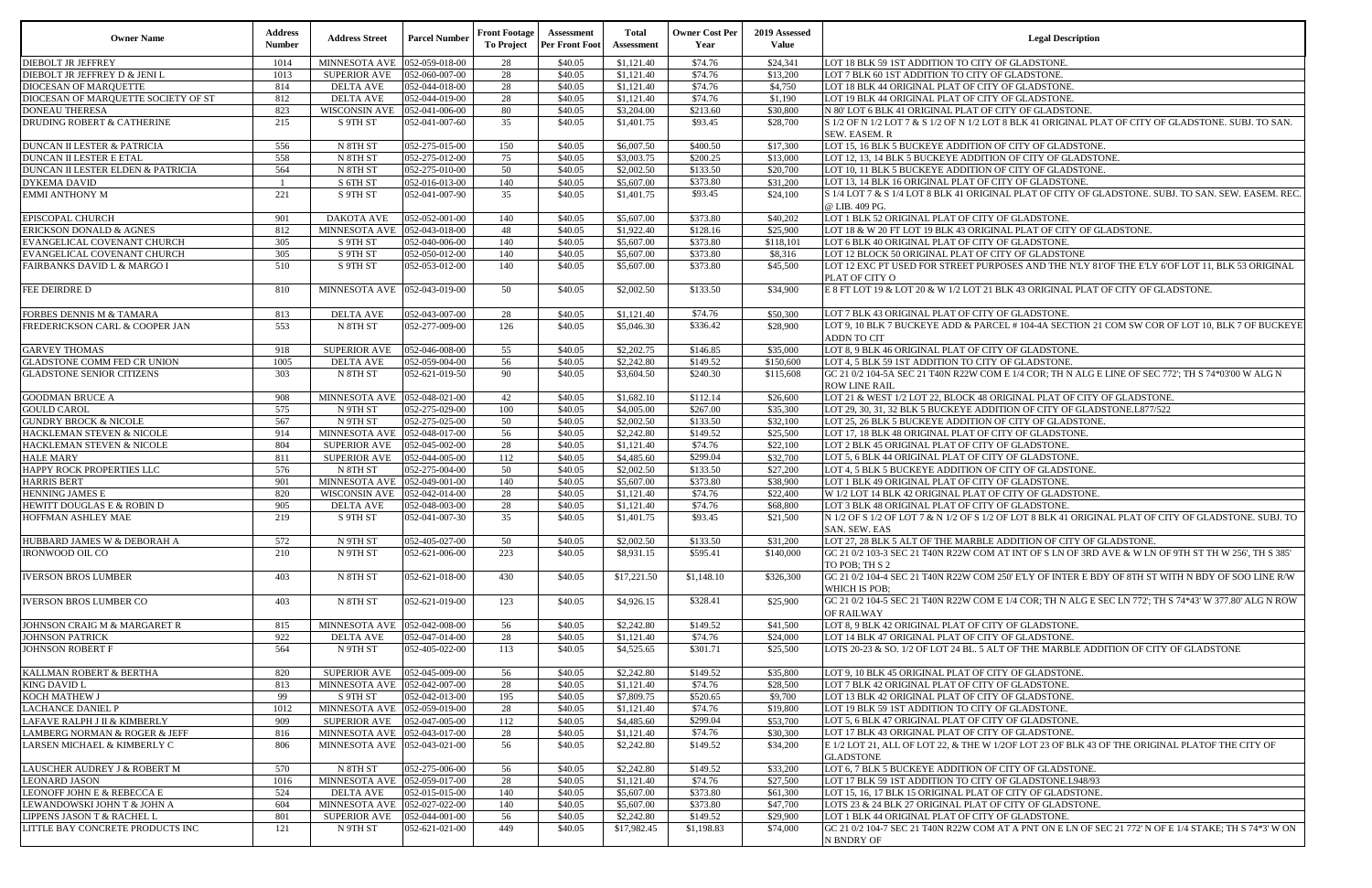| Owner Name | Address Number | Address Street | Parcel Number | Front Footage To Project | Assessment Per Front Foot | Total Assessment | Owner Cost Per Year | 2019 Assessed Value | Legal Description |
|---|---|---|---|---|---|---|---|---|---|
| DIEBOLT JR JEFFREY | 1014 | MINNESOTA AVE | 052-059-018-00 | 28 | $40.05 | $1,121.40 | $74.76 | $24,341 | LOT 18 BLK 59 1ST ADDITION TO CITY OF GLADSTONE. |
| DIEBOLT JR JEFFREY D & JENI L | 1013 | SUPERIOR AVE | 052-060-007-00 | 28 | $40.05 | $1,121.40 | $74.76 | $13,200 | LOT 7 BLK 60 1ST ADDITION TO CITY OF GLADSTONE. |
| DIOCESAN OF MARQUETTE | 814 | DELTA AVE | 052-044-018-00 | 28 | $40.05 | $1,121.40 | $74.76 | $4,750 | LOT 18 BLK 44 ORIGINAL PLAT OF CITY OF GLADSTONE. |
| DIOCESAN OF MARQUETTE SOCIETY OF ST | 812 | DELTA AVE | 052-044-019-00 | 28 | $40.05 | $1,121.40 | $74.76 | $1,190 | LOT 19 BLK 44 ORIGINAL PLAT OF CITY OF GLADSTONE. |
| DONEAU THERESA | 823 | WISCONSIN AVE | 052-041-006-00 | 80 | $40.05 | $3,204.00 | $213.60 | $30,800 | N 80' LOT 6 BLK 41 ORIGINAL PLAT OF CITY OF GLADSTONE. |
| DRUDING ROBERT & CATHERINE | 215 | S 9TH ST | 052-041-007-60 | 35 | $40.05 | $1,401.75 | $93.45 | $28,700 | S 1/2 OF N 1/2 LOT 7 & S 1/2 OF N 1/2 LOT 8 BLK 41 ORIGINAL PLAT OF CITY OF GLADSTONE. SUBJ. TO SAN. SEW. EASEM. R |
| DUNCAN II LESTER & PATRICIA | 556 | N 8TH ST | 052-275-015-00 | 150 | $40.05 | $6,007.50 | $400.50 | $17,300 | LOT 15, 16 BLK 5 BUCKEYE ADDITION OF CITY OF GLADSTONE. |
| DUNCAN II LESTER E ETAL | 558 | N 8TH ST | 052-275-012-00 | 75 | $40.05 | $3,003.75 | $200.25 | $13,000 | LOT 12, 13, 14 BLK 5 BUCKEYE ADDITION OF CITY OF GLADSTONE. |
| DUNCAN II LESTER ELDEN & PATRICIA | 564 | N 8TH ST | 052-275-010-00 | 50 | $40.05 | $2,002.50 | $133.50 | $20,700 | LOT 10, 11 BLK 5 BUCKEYE ADDITION OF CITY OF GLADSTONE. |
| DYKEMA DAVID | 1 | S 6TH ST | 052-016-013-00 | 140 | $40.05 | $5,607.00 | $373.80 | $31,200 | LOT 13, 14 BLK 16 ORIGINAL PLAT OF CITY OF GLADSTONE. |
| EMMI ANTHONY M | 221 | S 9TH ST | 052-041-007-90 | 35 | $40.05 | $1,401.75 | $93.45 | $24,100 | S 1/4 LOT 7 & S 1/4 LOT 8 BLK 41 ORIGINAL PLAT OF CITY OF GLADSTONE. SUBJ. TO SAN. SEW. EASEM. REC. @ LIB. 409 PG. |
| EPISCOPAL CHURCH | 901 | DAKOTA AVE | 052-052-001-00 | 140 | $40.05 | $5,607.00 | $373.80 | $40,202 | LOT 1 BLK 52 ORIGINAL PLAT OF CITY OF GLADSTONE. |
| ERICKSON DONALD & AGNES | 812 | MINNESOTA AVE | 052-043-018-00 | 48 | $40.05 | $1,922.40 | $128.16 | $25,900 | LOT 18 & W 20 FT LOT 19 BLK 43 ORIGINAL PLAT OF CITY OF GLADSTONE. |
| EVANGELICAL COVENANT CHURCH | 305 | S 9TH ST | 052-040-006-00 | 140 | $40.05 | $5,607.00 | $373.80 | $118,101 | LOT 6 BLK 40 ORIGINAL PLAT OF CITY OF GLADSTONE. |
| EVANGELICAL COVENANT CHURCH | 305 | S 9TH ST | 052-050-012-00 | 140 | $40.05 | $5,607.00 | $373.80 | $8,316 | LOT 12 BLOCK 50 ORIGINAL PLAT OF CITY OF GLADSTONE |
| FAIRBANKS DAVID L & MARGO I | 510 | S 9TH ST | 052-053-012-00 | 140 | $40.05 | $5,607.00 | $373.80 | $45,500 | LOT 12 EXC PT USED FOR STREET PURPOSES AND THE N'LY 81'OF THE E'LY 6'OF LOT 11, BLK 53 ORIGINAL PLAT OF CITY O |
| FEE DEIRDRE D | 810 | MINNESOTA AVE | 052-043-019-00 | 50 | $40.05 | $2,002.50 | $133.50 | $34,900 | E 8 FT LOT 19 & LOT 20 & W 1/2 LOT 21 BLK 43 ORIGINAL PLAT OF CITY OF GLADSTONE. |
| FORBES DENNIS M & TAMARA | 813 | DELTA AVE | 052-043-007-00 | 28 | $40.05 | $1,121.40 | $74.76 | $50,300 | LOT 7 BLK 43 ORIGINAL PLAT OF CITY OF GLADSTONE. |
| FREDERICKSON CARL & COOPER JAN | 553 | N 8TH ST | 052-277-009-00 | 126 | $40.05 | $5,046.30 | $336.42 | $28,900 | LOT 9, 10 BLK 7 BUCKEYE ADD & PARCEL # 104-4A SECTION 21 COM SW COR OF LOT 10, BLK 7 OF BUCKEYE ADDN TO CIT |
| GARVEY THOMAS | 918 | SUPERIOR AVE | 052-046-008-00 | 55 | $40.05 | $2,202.75 | $146.85 | $35,000 | LOT 8, 9 BLK 46 ORIGINAL PLAT OF CITY OF GLADSTONE. |
| GLADSTONE COMM FED CR UNION | 1005 | DELTA AVE | 052-059-004-00 | 56 | $40.05 | $2,242.80 | $149.52 | $150,600 | LOT 4, 5 BLK 59 1ST ADDITION TO CITY OF GLADSTONE. |
| GLADSTONE SENIOR CITIZENS | 303 | N 8TH ST | 052-621-019-50 | 90 | $40.05 | $3,604.50 | $240.30 | $115,608 | GC 21 0/2 104-5A SEC 21 T40N R22W COM E 1/4 COR; TH N ALG E LINE OF SEC 772'; TH S 74*03'00 W ALG N ROW LINE RAIL |
| GOODMAN BRUCE A | 908 | MINNESOTA AVE | 052-048-021-00 | 42 | $40.05 | $1,682.10 | $112.14 | $26,600 | LOT 21 & WEST 1/2 LOT 22, BLOCK 48 ORIGINAL PLAT OF CITY OF GLADSTONE. |
| GOULD CAROL | 575 | N 9TH ST | 052-275-029-00 | 100 | $40.05 | $4,005.00 | $267.00 | $35,300 | LOT 29, 30, 31, 32 BLK 5 BUCKEYE ADDITION OF CITY OF GLADSTONE.L877/522 |
| GUNDRY BROCK & NICOLE | 567 | N 9TH ST | 052-275-025-00 | 50 | $40.05 | $2,002.50 | $133.50 | $32,100 | LOT 25, 26 BLK 5 BUCKEYE ADDITION OF CITY OF GLADSTONE. |
| HACKLEMAN STEVEN & NICOLE | 914 | MINNESOTA AVE | 052-048-017-00 | 56 | $40.05 | $2,242.80 | $149.52 | $25,500 | LOT 17, 18 BLK 48 ORIGINAL PLAT OF CITY OF GLADSTONE. |
| HACKLEMAN STEVEN & NICOLE | 804 | SUPERIOR AVE | 052-045-002-00 | 28 | $40.05 | $1,121.40 | $74.76 | $22,100 | LOT 2 BLK 45 ORIGINAL PLAT OF CITY OF GLADSTONE. |
| HALE MARY | 811 | SUPERIOR AVE | 052-044-005-00 | 112 | $40.05 | $4,485.60 | $299.04 | $32,700 | LOT 5, 6 BLK 44 ORIGINAL PLAT OF CITY OF GLADSTONE. |
| HAPPY ROCK PROPERTIES LLC | 576 | N 8TH ST | 052-275-004-00 | 50 | $40.05 | $2,002.50 | $133.50 | $27,200 | LOT 4, 5 BLK 5 BUCKEYE ADDITION OF CITY OF GLADSTONE. |
| HARRIS BERT | 901 | MINNESOTA AVE | 052-049-001-00 | 140 | $40.05 | $5,607.00 | $373.80 | $38,900 | LOT 1 BLK 49 ORIGINAL PLAT OF CITY OF GLADSTONE. |
| HENNING JAMES E | 820 | WISCONSIN AVE | 052-042-014-00 | 28 | $40.05 | $1,121.40 | $74.76 | $22,400 | W 1/2 LOT 14 BLK 42 ORIGINAL PLAT OF CITY OF GLADSTONE. |
| HEWITT DOUGLAS E & ROBIN D | 905 | DELTA AVE | 052-048-003-00 | 28 | $40.05 | $1,121.40 | $74.76 | $68,800 | LOT 3 BLK 48 ORIGINAL PLAT OF CITY OF GLADSTONE. |
| HOFFMAN ASHLEY MAE | 219 | S 9TH ST | 052-041-007-30 | 35 | $40.05 | $1,401.75 | $93.45 | $21,500 | N 1/2 OF S 1/2 OF LOT 7 & N 1/2 OF S 1/2 OF LOT 8 BLK 41 ORIGINAL PLAT OF CITY OF GLADSTONE. SUBJ. TO SAN. SEW. EAS |
| HUBBARD JAMES W & DEBORAH A | 572 | N 9TH ST | 052-405-027-00 | 50 | $40.05 | $2,002.50 | $133.50 | $31,200 | LOT 27, 28 BLK 5 ALT OF THE MARBLE ADDITION OF CITY OF GLADSTONE. |
| IRONWOOD OIL CO | 210 | N 9TH ST | 052-621-006-00 | 223 | $40.05 | $8,931.15 | $595.41 | $140,000 | GC 21 0/2 103-3 SEC 21 T40N R22W COM AT INT OF S LN OF 3RD AVE & W LN OF 9TH ST TH W 256', TH S 385' TO POB; TH S 2 |
| IVERSON BROS LUMBER | 403 | N 8TH ST | 052-621-018-00 | 430 | $40.05 | $17,221.50 | $1,148.10 | $326,300 | GC 21 0/2 104-4 SEC 21 T40N R22W COM 250' E'LY OF INTER E BDY OF 8TH ST WITH N BDY OF SOO LINE R/W WHICH IS POB; |
| IVERSON BROS LUMBER CO | 403 | N 8TH ST | 052-621-019-00 | 123 | $40.05 | $4,926.15 | $328.41 | $25,900 | GC 21 0/2 104-5 SEC 21 T40N R22W COM E 1/4 COR; TH N ALG E SEC LN 772'; TH S 74*43' W 377.80' ALG N ROW OF RAILWAY |
| JOHNSON CRAIG M & MARGARET R | 815 | MINNESOTA AVE | 052-042-008-00 | 56 | $40.05 | $2,242.80 | $149.52 | $41,500 | LOT 8, 9 BLK 42 ORIGINAL PLAT OF CITY OF GLADSTONE. |
| JOHNSON PATRICK | 922 | DELTA AVE | 052-047-014-00 | 28 | $40.05 | $1,121.40 | $74.76 | $24,000 | LOT 14 BLK 47 ORIGINAL PLAT OF CITY OF GLADSTONE. |
| JOHNSON ROBERT F | 564 | N 9TH ST | 052-405-022-00 | 113 | $40.05 | $4,525.65 | $301.71 | $25,500 | LOTS 20-23 & SO. 1/2 OF LOT 24 BL. 5 ALT OF THE MARBLE ADDITION OF CITY OF GLADSTONE |
| KALLMAN ROBERT & BERTHA | 820 | SUPERIOR AVE | 052-045-009-00 | 56 | $40.05 | $2,242.80 | $149.52 | $35,800 | LOT 9, 10 BLK 45 ORIGINAL PLAT OF CITY OF GLADSTONE. |
| KING DAVID L | 813 | MINNESOTA AVE | 052-042-007-00 | 28 | $40.05 | $1,121.40 | $74.76 | $28,500 | LOT 7 BLK 42 ORIGINAL PLAT OF CITY OF GLADSTONE. |
| KOCH MATHEW J | 99 | S 9TH ST | 052-042-013-00 | 195 | $40.05 | $7,809.75 | $520.65 | $9,700 | LOT 13 BLK 42 ORIGINAL PLAT OF CITY OF GLADSTONE. |
| LACHANCE DANIEL P | 1012 | MINNESOTA AVE | 052-059-019-00 | 28 | $40.05 | $1,121.40 | $74.76 | $19,800 | LOT 19 BLK 59 1ST ADDITION TO CITY OF GLADSTONE. |
| LAFAVE RALPH J II & KIMBERLY | 909 | SUPERIOR AVE | 052-047-005-00 | 112 | $40.05 | $4,485.60 | $299.04 | $53,700 | LOT 5, 6 BLK 47 ORIGINAL PLAT OF CITY OF GLADSTONE. |
| LAMBERG NORMAN & ROGER & JEFF | 816 | MINNESOTA AVE | 052-043-017-00 | 28 | $40.05 | $1,121.40 | $74.76 | $30,300 | LOT 17 BLK 43 ORIGINAL PLAT OF CITY OF GLADSTONE. |
| LARSEN MICHAEL & KIMBERLY C | 806 | MINNESOTA AVE | 052-043-021-00 | 56 | $40.05 | $2,242.80 | $149.52 | $34,200 | E 1/2 LOT 21, ALL OF LOT 22, & THE W 1/2OF LOT 23 OF BLK 43 OF THE ORIGINAL PLATOF THE CITY OF GLADSTONE |
| LAUSCHER AUDREY J & ROBERT M | 570 | N 8TH ST | 052-275-006-00 | 56 | $40.05 | $2,242.80 | $149.52 | $33,200 | LOT 6, 7 BLK 5 BUCKEYE ADDITION OF CITY OF GLADSTONE. |
| LEONARD JASON | 1016 | MINNESOTA AVE | 052-059-017-00 | 28 | $40.05 | $1,121.40 | $74.76 | $27,500 | LOT 17 BLK 59 1ST ADDITION TO CITY OF GLADSTONE.L948/93 |
| LEONOFF JOHN E & REBECCA E | 524 | DELTA AVE | 052-015-015-00 | 140 | $40.05 | $5,607.00 | $373.80 | $61,300 | LOT 15, 16, 17 BLK 15 ORIGINAL PLAT OF CITY OF GLADSTONE. |
| LEWANDOWSKI JOHN T & JOHN A | 604 | MINNESOTA AVE | 052-027-022-00 | 140 | $40.05 | $5,607.00 | $373.80 | $47,700 | LOTS 23 & 24 BLK 27 ORIGINAL PLAT OF CITY OF GLADSTONE. |
| LIPPENS JASON T & RACHEL L | 801 | SUPERIOR AVE | 052-044-001-00 | 56 | $40.05 | $2,242.80 | $149.52 | $29,900 | LOT 1 BLK 44 ORIGINAL PLAT OF CITY OF GLADSTONE. |
| LITTLE BAY CONCRETE PRODUCTS INC | 121 | N 9TH ST | 052-621-021-00 | 449 | $40.05 | $17,982.45 | $1,198.83 | $74,000 | GC 21 0/2 104-7 SEC 21 T40N R22W COM AT A PNT ON E LN OF SEC 21 772' N OF E 1/4 STAKE; TH S 74*3' W ON N BNDRY OF |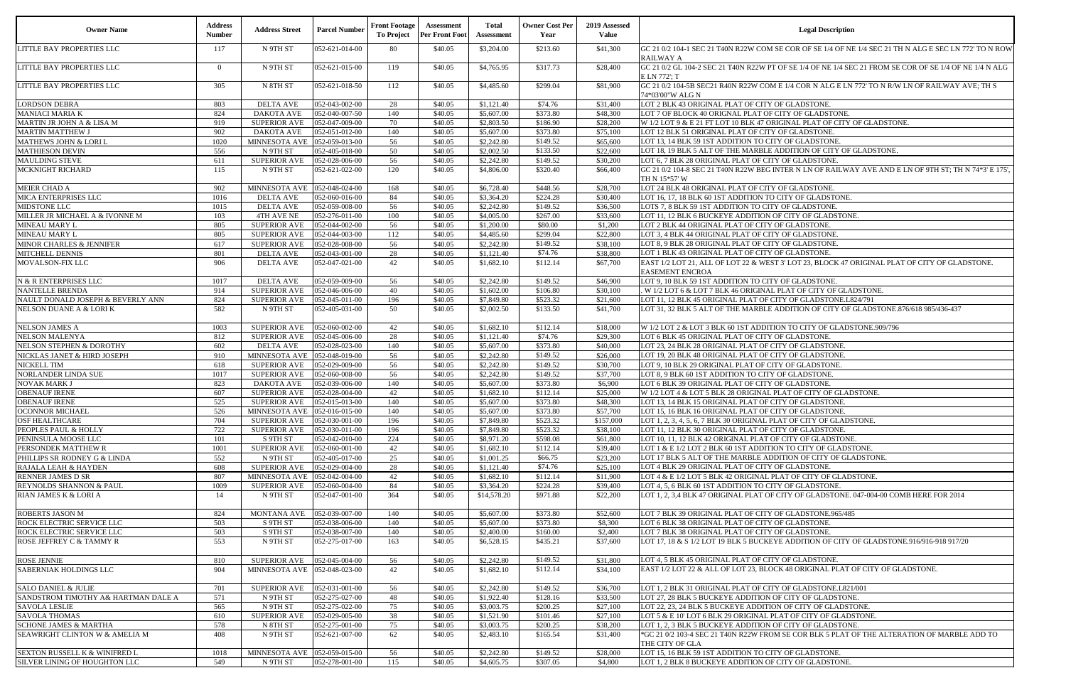| Owner Name | Address Number | Address Street | Parcel Number | Front Footage To Project | Assessment Per Front Foot | Total Assessment | Owner Cost Per Year | 2019 Assessed Value | Legal Description |
|---|---|---|---|---|---|---|---|---|---|
| LITTLE BAY PROPERTIES LLC | 117 | N 9TH ST | 052-621-014-00 | 80 | $40.05 | $3,204.00 | $213.60 | $41,300 | GC 21 0/2 104-1 SEC 21 T40N R22W COM SE COR OF SE 1/4 OF NE 1/4 SEC 21 TH N ALG E SEC LN 772' TO N ROW RAILWAY A |
| LITTLE BAY PROPERTIES LLC | 0 | N 9TH ST | 052-621-015-00 | 119 | $40.05 | $4,765.95 | $317.73 | $28,400 | GC 21 0/2 GL 104-2 SEC 21 T40N R22W PT OF SE 1/4 OF NE 1/4 SEC 21 FROM SE COR OF SE 1/4 OF NE 1/4 N ALG E LN 772'; T |
| LITTLE BAY PROPERTIES LLC | 305 | N 8TH ST | 052-621-018-50 | 112 | $40.05 | $4,485.60 | $299.04 | $81,900 | GC 21 0/2 104-5B SEC21 R40N R22W COM E 1/4 COR N ALG E LN 772' TO N R/W LN OF RAILWAY AVE; TH S 74*03'00"W ALG N |
| LORDSON DEBRA | 803 | DELTA AVE | 052-043-002-00 | 28 | $40.05 | $1,121.40 | $74.76 | $31,400 | LOT 2 BLK 43 ORIGINAL PLAT OF CITY OF GLADSTONE. |
| MANIACI MARIA K | 824 | DAKOTA AVE | 052-040-007-50 | 140 | $40.05 | $5,607.00 | $373.80 | $48,300 | LOT 7 OF BLOCK 40 ORIGNAL PLAT OF CITY OF GLADSTONE. |
| MARTIN JR JOHN A & LISA M | 919 | SUPERIOR AVE | 052-047-009-00 | 70 | $40.05 | $2,803.50 | $186.90 | $28,200 | W 1/2 LOT 9 & E 21 FT LOT 10 BLK 47 ORIGINAL PLAT OF CITY OF GLADSTONE. |
| MARTIN MATTHEW J | 902 | DAKOTA AVE | 052-051-012-00 | 140 | $40.05 | $5,607.00 | $373.80 | $75,100 | LOT 12 BLK 51 ORIGINAL PLAT OF CITY OF GLADSTONE. |
| MATHEWS JOHN & LORI L | 1020 | MINNESOTA AVE | 052-059-013-00 | 56 | $40.05 | $2,242.80 | $149.52 | $65,600 | LOT 13, 14 BLK 59 1ST ADDITION TO CITY OF GLADSTONE. |
| MATHIESON DEVIN | 556 | N 9TH ST | 052-405-018-00 | 50 | $40.05 | $2,002.50 | $133.50 | $22,600 | LOT 18, 19 BLK 5 ALT OF THE MARBLE ADDITION OF CITY OF GLADSTONE. |
| MAULDING STEVE | 611 | SUPERIOR AVE | 052-028-006-00 | 56 | $40.05 | $2,242.80 | $149.52 | $30,200 | LOT 6, 7 BLK 28 ORIGINAL PLAT OF CITY OF GLADSTONE. |
| MCKNIGHT RICHARD | 115 | N 9TH ST | 052-621-022-00 | 120 | $40.05 | $4,806.00 | $320.40 | $66,400 | GC 21 0/2 104-8 SEC 21 T40N R22W BEG INTER N LN OF RAILWAY AVE AND E LN OF 9TH ST; TH N 74*3' E 175', TH N 15*57' W |
| MEIER CHAD A | 902 | MINNESOTA AVE | 052-048-024-00 | 168 | $40.05 | $6,728.40 | $448.56 | $28,700 | LOT 24 BLK 48 ORIGINAL PLAT OF CITY OF GLADSTONE. |
| MICA ENTERPRISES LLC | 1016 | DELTA AVE | 052-060-016-00 | 84 | $40.05 | $3,364.20 | $224.28 | $30,400 | LOT 16, 17, 18 BLK 60 1ST ADDITION TO CITY OF GLADSTONE. |
| MIDSTONE LLC | 1015 | DELTA AVE | 052-059-008-00 | 56 | $40.05 | $2,242.80 | $149.52 | $36,500 | LOTS 7, 8 BLK 59 1ST ADDITION TO CITY OF GLADSTONE. |
| MILLER JR MICHAEL A & IVONNE M | 103 | 4TH AVE NE | 052-276-011-00 | 100 | $40.05 | $4,005.00 | $267.00 | $33,600 | LOT 11, 12 BLK 6 BUCKEYE ADDITION OF CITY OF GLADSTONE. |
| MINEAU MARY L | 805 | SUPERIOR AVE | 052-044-002-00 | 56 | $40.05 | $1,200.00 | $80.00 | $1,200 | LOT 2 BLK 44 ORIGINAL PLAT OF CITY OF GLADSTONE. |
| MINEAU MARY L | 805 | SUPERIOR AVE | 052-044-003-00 | 112 | $40.05 | $4,485.60 | $299.04 | $22,800 | LOT 3, 4 BLK 44 ORIGINAL PLAT OF CITY OF GLADSTONE. |
| MINOR CHARLES & JENNIFER | 617 | SUPERIOR AVE | 052-028-008-00 | 56 | $40.05 | $2,242.80 | $149.52 | $38,100 | LOT 8, 9 BLK 28 ORIGINAL PLAT OF CITY OF GLADSTONE. |
| MITCHELL DENNIS | 801 | DELTA AVE | 052-043-001-00 | 28 | $40.05 | $1,121.40 | $74.76 | $38,800 | LOT 1 BLK 43 ORIGINAL PLAT OF CITY OF GLADSTONE. |
| MOVALSON-FIX LLC | 906 | DELTA AVE | 052-047-021-00 | 42 | $40.05 | $1,682.10 | $112.14 | $67,700 | EAST 1/2 LOT 21, ALL OF LOT 22 & WEST 3' LOT 23, BLOCK 47 ORIGINAL PLAT OF CITY OF GLADSTONE. EASEMENT ENCROA |
| N & R ENTERPRISES LLC | 1017 | DELTA AVE | 052-059-009-00 | 56 | $40.05 | $2,242.80 | $149.52 | $46,900 | LOT 9, 10 BLK 59 1ST ADDITION TO CITY OF GLADSTONE. |
| NANTELLE BRENDA | 914 | SUPERIOR AVE | 052-046-006-00 | 40 | $40.05 | $1,602.00 | $106.80 | $30,100 | . W 1/2 LOT 6 & LOT 7 BLK 46 ORIGINAL PLAT OF CITY OF GLADSTONE. |
| NAULT DONALD JOSEPH & BEVERLY ANN | 824 | SUPERIOR AVE | 052-045-011-00 | 196 | $40.05 | $7,849.80 | $523.32 | $21,600 | LOT 11, 12 BLK 45 ORIGINAL PLAT OF CITY OF GLADSTONE.L824/791 |
| NELSON DUANE A & LORI K | 582 | N 9TH ST | 052-405-031-00 | 50 | $40.05 | $2,002.50 | $133.50 | $41,700 | LOT 31, 32 BLK 5 ALT OF THE MARBLE ADDITION OF CITY OF GLADSTONE.876/618 985/436-437 |
| NELSON JAMES A | 1003 | SUPERIOR AVE | 052-060-002-00 | 42 | $40.05 | $1,682.10 | $112.14 | $18,000 | W 1/2 LOT 2 & LOT 3 BLK 60 1ST ADDITION TO CITY OF GLADSTONE.909/796 |
| NELSON MALENYA | 812 | SUPERIOR AVE | 052-045-006-00 | 28 | $40.05 | $1,121.40 | $74.76 | $29,300 | LOT 6 BLK 45 ORIGINAL PLAT OF CITY OF GLADSTONE. |
| NELSON STEPHEN & DOROTHY | 602 | DELTA AVE | 052-028-023-00 | 140 | $40.05 | $5,607.00 | $373.80 | $40,000 | LOT 23, 24 BLK 28 ORIGINAL PLAT OF CITY OF GLADSTONE. |
| NICKLAS JANET & HIRD JOSEPH | 910 | MINNESOTA AVE | 052-048-019-00 | 56 | $40.05 | $2,242.80 | $149.52 | $26,000 | LOT 19, 20 BLK 48 ORIGINAL PLAT OF CITY OF GLADSTONE. |
| NICKELL TIM | 618 | SUPERIOR AVE | 052-029-009-00 | 56 | $40.05 | $2,242.80 | $149.52 | $30,700 | LOT 9, 10 BLK 29 ORIGINAL PLAT OF CITY OF GLADSTONE. |
| NORLANDER LINDA SUE | 1017 | SUPERIOR AVE | 052-060-008-00 | 56 | $40.05 | $2,242.80 | $149.52 | $37,700 | LOT 8, 9 BLK 60 1ST ADDITION TO CITY OF GLADSTONE. |
| NOVAK MARK J | 823 | DAKOTA AVE | 052-039-006-00 | 140 | $40.05 | $5,607.00 | $373.80 | $6,900 | LOT 6 BLK 39 ORIGINAL PLAT OF CITY OF GLADSTONE. |
| OBENAUF IRENE | 607 | SUPERIOR AVE | 052-028-004-00 | 42 | $40.05 | $1,682.10 | $112.14 | $25,000 | W 1/2 LOT 4 & LOT 5 BLK 28 ORIGINAL PLAT OF CITY OF GLADSTONE. |
| OBENAUF IRENE | 525 | SUPERIOR AVE | 052-015-013-00 | 140 | $40.05 | $5,607.00 | $373.80 | $48,300 | LOT 13, 14 BLK 15 ORIGINAL PLAT OF CITY OF GLADSTONE. |
| OCONNOR MICHAEL | 526 | MINNESOTA AVE | 052-016-015-00 | 140 | $40.05 | $5,607.00 | $373.80 | $57,700 | LOT 15, 16 BLK 16 ORIGINAL PLAT OF CITY OF GLADSTONE. |
| OSF HEALTHCARE | 704 | SUPERIOR AVE | 052-030-001-00 | 196 | $40.05 | $7,849.80 | $523.32 | $157,000 | LOT 1, 2, 3, 4, 5, 6, 7 BLK 30 ORIGINAL PLAT OF CITY OF GLADSTONE. |
| PEOPLES PAUL & HOLLY | 722 | SUPERIOR AVE | 052-030-011-00 | 196 | $40.05 | $7,849.80 | $523.32 | $38,100 | LOT 11, 12 BLK 30 ORIGINAL PLAT OF CITY OF GLADSTONE. |
| PENINSULA MOOSE LLC | 101 | S 9TH ST | 052-042-010-00 | 224 | $40.05 | $8,971.20 | $598.08 | $61,800 | LOT 10, 11, 12 BLK 42 ORIGINAL PLAT OF CITY OF GLADSTONE. |
| PERSONDEK MATTHEW R | 1001 | SUPERIOR AVE | 052-060-001-00 | 42 | $40.05 | $1,682.10 | $112.14 | $39,400 | LOT 1 & E 1/2 LOT 2 BLK 60 1ST ADDITION TO CITY OF GLADSTONE. |
| PHILLIPS SR RODNEY G & LINDA | 552 | N 9TH ST | 052-405-017-00 | 25 | $40.05 | $1,001.25 | $66.75 | $23,200 | LOT 17 BLK 5 ALT OF THE MARBLE ADDITION OF CITY OF GLADSTONE. |
| RAJALA LEAH & HAYDEN | 608 | SUPERIOR AVE | 052-029-004-00 | 28 | $40.05 | $1,121.40 | $74.76 | $25,100 | LOT 4 BLK 29 ORIGINAL PLAT OF CITY OF GLADSTONE. |
| RENNER JAMES D SR | 807 | MINNESOTA AVE | 052-042-004-00 | 42 | $40.05 | $1,682.10 | $112.14 | $11,900 | LOT 4 & E 1/2 LOT 5 BLK 42 ORIGINAL PLAT OF CITY OF GLADSTONE. |
| REYNOLDS SHANNON & PAUL | 1009 | SUPERIOR AVE | 052-060-004-00 | 84 | $40.05 | $3,364.20 | $224.28 | $39,400 | LOT 4, 5, 6 BLK 60 1ST ADDITION TO CITY OF GLADSTONE. |
| RIAN JAMES K & LORI A | 14 | N 9TH ST | 052-047-001-00 | 364 | $40.05 | $14,578.20 | $971.88 | $22,200 | LOT 1, 2, 3,4 BLK 47 ORIGINAL PLAT OF CITY OF GLADSTONE. 047-004-00 COMB HERE FOR 2014 |
| ROBERTS JASON M | 824 | MONTANA AVE | 052-039-007-00 | 140 | $40.05 | $5,607.00 | $373.80 | $52,600 | LOT 7 BLK 39 ORIGINAL PLAT OF CITY OF GLADSTONE.965/485 |
| ROCK ELECTRIC SERVICE LLC | 503 | S 9TH ST | 052-038-006-00 | 140 | $40.05 | $5,607.00 | $373.80 | $8,300 | LOT 6 BLK 38 ORIGINAL PLAT OF CITY OF GLADSTONE. |
| ROCK ELECTRIC SERVICE LLC | 503 | S 9TH ST | 052-038-007-00 | 140 | $40.05 | $2,400.00 | $160.00 | $2,400 | LOT 7 BLK 38 ORIGINAL PLAT OF CITY OF GLADSTONE. |
| ROSE JEFFREY C & TAMMY R | 553 | N 9TH ST | 052-275-017-00 | 163 | $40.05 | $6,528.15 | $435.21 | $37,600 | LOT 17, 18 & S 1/2 LOT 19 BLK 5 BUCKEYE ADDITION OF CITY OF GLADSTONE.916/916-918 917/20 |
| ROSE JENNIE | 810 | SUPERIOR AVE | 052-045-004-00 | 56 | $40.05 | $2,242.80 | $149.52 | $31,800 | LOT 4, 5 BLK 45 ORIGINAL PLAT OF CITY OF GLADSTONE. |
| SABERNIAK HOLDINGS LLC | 904 | MINNESOTA AVE | 052-048-023-00 | 42 | $40.05 | $1,682.10 | $112.14 | $34,100 | EAST 1/2 LOT 22 & ALL OF LOT 23, BLOCK 48 ORIGINAL PLAT OF CITY OF GLADSTONE. |
| SALO DANIEL & JULIE | 701 | SUPERIOR AVE | 052-031-001-00 | 56 | $40.05 | $2,242.80 | $149.52 | $36,700 | LOT 1, 2 BLK 31 ORIGINAL PLAT OF CITY OF GLADSTONE.L821/001 |
| SANDSTROM TIMOTHY A& HARTMAN DALE A | 571 | N 9TH ST | 052-275-027-00 | 48 | $40.05 | $1,922.40 | $128.16 | $33,500 | LOT 27, 28 BLK 5 BUCKEYE ADDITION OF CITY OF GLADSTONE. |
| SAVOLA LESLIE | 565 | N 9TH ST | 052-275-022-00 | 75 | $40.05 | $3,003.75 | $200.25 | $27,100 | LOT 22, 23, 24 BLK 5 BUCKEYE ADDITION OF CITY OF GLADSTONE. |
| SAVOLA THOMAS | 610 | SUPERIOR AVE | 052-029-005-00 | 38 | $40.05 | $1,521.90 | $101.46 | $27,100 | LOT 5 & E 10' LOT 6 BLK 29 ORIGINAL PLAT OF CITY OF GLADSTONE. |
| SCHONE JAMES & MARTHA | 578 | N 8TH ST | 052-275-001-00 | 75 | $40.05 | $3,003.75 | $200.25 | $38,200 | LOT 1, 2, 3 BLK 5 BUCKEYE ADDITION OF CITY OF GLADSTONE. |
| SEAWRIGHT CLINTON W & AMELIA M | 408 | N 9TH ST | 052-621-007-00 | 62 | $40.05 | $2,483.10 | $165.54 | $31,400 | *GC 21 0/2 103-4 SEC 21 T40N R22W FROM SE COR BLK 5 PLAT OF THE ALTERATION OF MARBLE ADD TO THE CITY OF GLA |
| SEXTON RUSSELL K & WINIFRED L | 1018 | MINNESOTA AVE | 052-059-015-00 | 56 | $40.05 | $2,242.80 | $149.52 | $28,000 | LOT 15, 16 BLK 59 1ST ADDITION TO CITY OF GLADSTONE. |
| SILVER LINING OF HOUGHTON LLC | 549 | N 9TH ST | 052-278-001-00 | 115 | $40.05 | $4,605.75 | $307.05 | $4,800 | LOT 1, 2 BLK 8 BUCKEYE ADDITION OF CITY OF GLADSTONE. |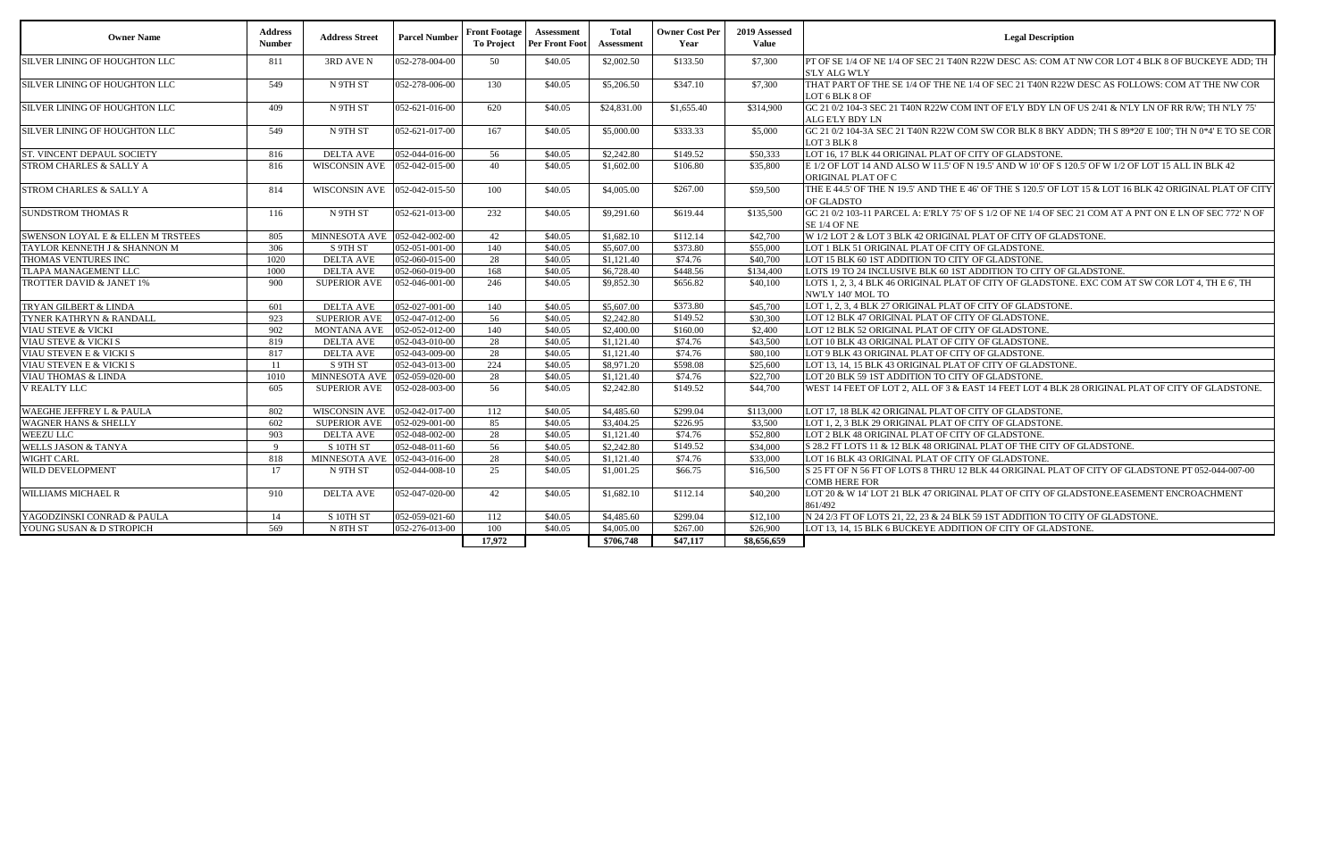| Owner Name | Address Number | Address Street | Parcel Number | Front Footage To Project | Assessment Per Front Foot | Total Assessment | Owner Cost Per Year | 2019 Assessed Value | Legal Description |
|---|---|---|---|---|---|---|---|---|---|
| SILVER LINING OF HOUGHTON LLC | 811 | 3RD AVE N | 052-278-004-00 | 50 | $40.05 | $2,002.50 | $133.50 | $7,300 | PT OF SE 1/4 OF NE 1/4 OF SEC 21 T40N R22W DESC AS: COM AT NW COR LOT 4 BLK 8 OF BUCKEYE ADD; TH S'LY ALG W'LY |
| SILVER LINING OF HOUGHTON LLC | 549 | N 9TH ST | 052-278-006-00 | 130 | $40.05 | $5,206.50 | $347.10 | $7,300 | THAT PART OF THE SE 1/4 OF THE NE 1/4 OF SEC 21 T40N R22W DESC AS FOLLOWS: COM AT THE NW COR LOT 6 BLK 8 OF |
| SILVER LINING OF HOUGHTON LLC | 409 | N 9TH ST | 052-621-016-00 | 620 | $40.05 | $24,831.00 | $1,655.40 | $314,900 | GC 21 0/2 104-3 SEC 21 T40N R22W COM INT OF E'LY BDY LN OF US 2/41 & N'LY LN OF RR R/W; TH N'LY 75' ALG E'LY BDY LN |
| SILVER LINING OF HOUGHTON LLC | 549 | N 9TH ST | 052-621-017-00 | 167 | $40.05 | $5,000.00 | $333.33 | $5,000 | GC 21 0/2 104-3A SEC 21 T40N R22W COM SW COR BLK 8 BKY ADDN; TH S 89*20' E 100'; TH N 0*4' E TO SE COR LOT 3 BLK 8 |
| ST. VINCENT DEPAUL SOCIETY | 816 | DELTA AVE | 052-044-016-00 | 56 | $40.05 | $2,242.80 | $149.52 | $50,333 | LOT 16, 17 BLK 44 ORIGINAL PLAT OF CITY OF GLADSTONE. |
| STROM CHARLES & SALLY A | 816 | WISCONSIN AVE | 052-042-015-00 | 40 | $40.05 | $1,602.00 | $106.80 | $35,800 | E 1/2 OF LOT 14 AND ALSO W 11.5' OF N 19.5' AND W 10' OF S 120.5' OF W 1/2 OF LOT 15 ALL IN BLK 42 ORIGINAL PLAT OF C |
| STROM CHARLES & SALLY A | 814 | WISCONSIN AVE | 052-042-015-50 | 100 | $40.05 | $4,005.00 | $267.00 | $59,500 | THE E 44.5' OF THE N 19.5' AND THE E 46' OF THE S 120.5' OF LOT 15 & LOT 16 BLK 42 ORIGINAL PLAT OF CITY OF GLADSTO |
| SUNDSTROM THOMAS R | 116 | N 9TH ST | 052-621-013-00 | 232 | $40.05 | $9,291.60 | $619.44 | $135,500 | GC 21 0/2 103-11 PARCEL A: E'RLY 75' OF S 1/2 OF NE 1/4 OF SEC 21 COM AT A PNT ON E LN OF SEC 772' N OF SE 1/4 OF NE |
| SWENSON LOYAL E & ELLEN M TRSTEES | 805 | MINNESOTA AVE | 052-042-002-00 | 42 | $40.05 | $1,682.10 | $112.14 | $42,700 | W 1/2 LOT 2 & LOT 3 BLK 42 ORIGINAL PLAT OF CITY OF GLADSTONE. |
| TAYLOR KENNETH J & SHANNON M | 306 | S 9TH ST | 052-051-001-00 | 140 | $40.05 | $5,607.00 | $373.80 | $55,000 | LOT 1 BLK 51 ORIGINAL PLAT OF CITY OF GLADSTONE. |
| THOMAS VENTURES INC | 1020 | DELTA AVE | 052-060-015-00 | 28 | $40.05 | $1,121.40 | $74.76 | $40,700 | LOT 15 BLK 60 1ST ADDITION TO CITY OF GLADSTONE. |
| TLAPA MANAGEMENT LLC | 1000 | DELTA AVE | 052-060-019-00 | 168 | $40.05 | $6,728.40 | $448.56 | $134,400 | LOTS 19 TO 24 INCLUSIVE BLK 60 1ST ADDITION TO CITY OF GLADSTONE. |
| TROTTER DAVID & JANET 1% | 900 | SUPERIOR AVE | 052-046-001-00 | 246 | $40.05 | $9,852.30 | $656.82 | $40,100 | LOTS 1, 2, 3, 4 BLK 46 ORIGINAL PLAT OF CITY OF GLADSTONE. EXC COM AT SW COR LOT 4, TH E 6', TH NW'LY 140' MOL TO |
| TRYAN GILBERT & LINDA | 601 | DELTA AVE | 052-027-001-00 | 140 | $40.05 | $5,607.00 | $373.80 | $45,700 | LOT 1, 2, 3, 4 BLK 27 ORIGINAL PLAT OF CITY OF GLADSTONE. |
| TYNER KATHRYN & RANDALL | 923 | SUPERIOR AVE | 052-047-012-00 | 56 | $40.05 | $2,242.80 | $149.52 | $30,300 | LOT 12 BLK 47 ORIGINAL PLAT OF CITY OF GLADSTONE. |
| VIAU STEVE & VICKI | 902 | MONTANA AVE | 052-052-012-00 | 140 | $40.05 | $2,400.00 | $160.00 | $2,400 | LOT 12 BLK 52 ORIGINAL PLAT OF CITY OF GLADSTONE. |
| VIAU STEVE & VICKI S | 819 | DELTA AVE | 052-043-010-00 | 28 | $40.05 | $1,121.40 | $74.76 | $43,500 | LOT 10 BLK 43 ORIGINAL PLAT OF CITY OF GLADSTONE. |
| VIAU STEVEN E & VICKI S | 817 | DELTA AVE | 052-043-009-00 | 28 | $40.05 | $1,121.40 | $74.76 | $80,100 | LOT 9 BLK 43 ORIGINAL PLAT OF CITY OF GLADSTONE. |
| VIAU STEVEN E & VICKI S | 11 | S 9TH ST | 052-043-013-00 | 224 | $40.05 | $8,971.20 | $598.08 | $25,600 | LOT 13, 14, 15 BLK 43 ORIGINAL PLAT OF CITY OF GLADSTONE. |
| VIAU THOMAS & LINDA | 1010 | MINNESOTA AVE | 052-059-020-00 | 28 | $40.05 | $1,121.40 | $74.76 | $22,700 | LOT 20 BLK 59 1ST ADDITION TO CITY OF GLADSTONE. |
| V REALTY LLC | 605 | SUPERIOR AVE | 052-028-003-00 | 56 | $40.05 | $2,242.80 | $149.52 | $44,700 | WEST 14 FEET OF LOT 2, ALL OF 3 & EAST 14 FEET LOT 4 BLK 28 ORIGINAL PLAT OF CITY OF GLADSTONE. |
| WAEGHE JEFFREY L & PAULA | 802 | WISCONSIN AVE | 052-042-017-00 | 112 | $40.05 | $4,485.60 | $299.04 | $113,000 | LOT 17, 18 BLK 42 ORIGINAL PLAT OF CITY OF GLADSTONE. |
| WAGNER HANS & SHELLY | 602 | SUPERIOR AVE | 052-029-001-00 | 85 | $40.05 | $3,404.25 | $226.95 | $3,500 | LOT 1, 2, 3 BLK 29 ORIGINAL PLAT OF CITY OF GLADSTONE. |
| WEEZU LLC | 903 | DELTA AVE | 052-048-002-00 | 28 | $40.05 | $1,121.40 | $74.76 | $52,800 | LOT 2 BLK 48 ORIGINAL PLAT OF CITY OF GLADSTONE. |
| WELLS JASON & TANYA | 9 | S 10TH ST | 052-048-011-60 | 56 | $40.05 | $2,242.80 | $149.52 | $34,000 | S 28.2 FT LOTS 11 & 12 BLK 48 ORIGINAL PLAT OF THE CITY OF GLADSTONE. |
| WIGHT CARL | 818 | MINNESOTA AVE | 052-043-016-00 | 28 | $40.05 | $1,121.40 | $74.76 | $33,000 | LOT 16 BLK 43 ORIGINAL PLAT OF CITY OF GLADSTONE. |
| WILD DEVELOPMENT | 17 | N 9TH ST | 052-044-008-10 | 25 | $40.05 | $1,001.25 | $66.75 | $16,500 | S 25 FT OF N 56 FT OF LOTS 8 THRU 12 BLK 44 ORIGINAL PLAT OF CITY OF GLADSTONE PT 052-044-007-00 COMB HERE FOR |
| WILLIAMS MICHAEL R | 910 | DELTA AVE | 052-047-020-00 | 42 | $40.05 | $1,682.10 | $112.14 | $40,200 | LOT 20 & W 14' LOT 21 BLK 47 ORIGINAL PLAT OF CITY OF GLADSTONE.EASEMENT ENCROACHMENT 861/492 |
| YAGODZINSKI CONRAD & PAULA | 14 | S 10TH ST | 052-059-021-60 | 112 | $40.05 | $4,485.60 | $299.04 | $12,100 | N 24 2/3 FT OF LOTS 21, 22, 23 & 24 BLK 59 1ST ADDITION TO CITY OF GLADSTONE. |
| YOUNG SUSAN & D STROPICH | 569 | N 8TH ST | 052-276-013-00 | 100 | $40.05 | $4,005.00 | $267.00 | $26,900 | LOT 13, 14, 15 BLK 6 BUCKEYE ADDITION OF CITY OF GLADSTONE. |
| | | | | **17,972** | | **$706,748** | **$47,117** | **$8,656,659** | |